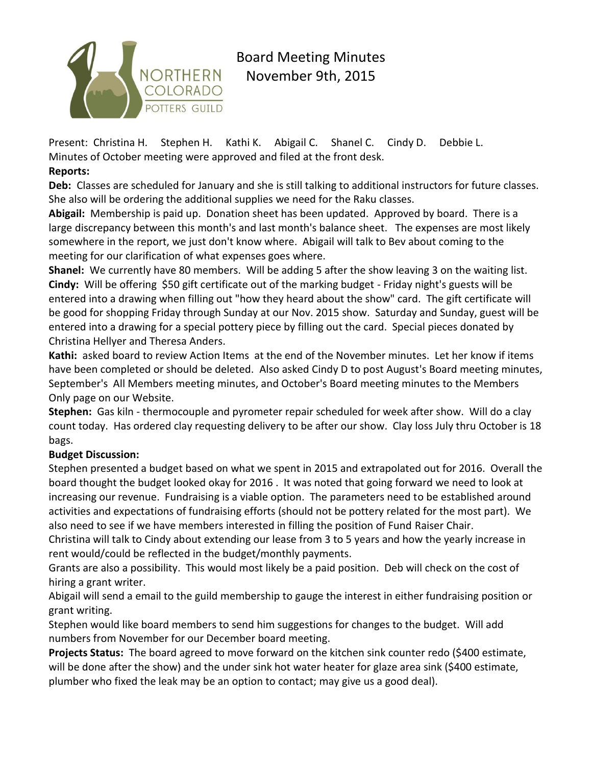# Board Meeting Minutes
## November 9th, 2015

Present: Christina H. Stephen H. Kathi K. Abigail C. Shanel C. Cindy D. Debbie L.

Minutes of October meeting were approved and filed at the front desk.

**Reports:**

**Deb:** Classes are scheduled for January and she is still talking to additional instructors for future classes. She also will be ordering the additional supplies we need for the Raku classes.

**Abigail:** Membership is paid up. Donation sheet has been updated. Approved by board. There is a large discrepancy between this month's and last month's balance sheet. The expenses are most likely somewhere in the report, we just don't know where. Abigail will talk to Bev about coming to the meeting for our clarification of what expenses goes where.

**Shanel:** We currently have 80 members. Will be adding 5 after the show leaving 3 on the waiting list.

**Cindy:** Will be offering $50 gift certificate out of the marking budget - Friday night's guests will be entered into a drawing when filling out "how they heard about the show" card. The gift certificate will be good for shopping Friday through Sunday at our Nov. 2015 show. Saturday and Sunday, guest will be entered into a drawing for a special pottery piece by filling out the card. Special pieces donated by Christina Hellyer and Theresa Anders.

**Kathi:** asked board to review Action Items at the end of the November minutes. Let her know if items have been completed or should be deleted. Also asked Cindy D to post August's Board meeting minutes, September's All Members meeting minutes, and October's Board meeting minutes to the Members Only page on our Website.

**Stephen:** Gas kiln - thermocouple and pyrometer repair scheduled for week after show. Will do a clay count today. Has ordered clay requesting delivery to be after our show. Clay loss July thru October is 18 bags.

**Budget Discussion:**

Stephen presented a budget based on what we spent in 2015 and extrapolated out for 2016. Overall the board thought the budget looked okay for 2016 . It was noted that going forward we need to look at increasing our revenue. Fundraising is a viable option. The parameters need to be established around activities and expectations of fundraising efforts (should not be pottery related for the most part). We also need to see if we have members interested in filling the position of Fund Raiser Chair.

Christina will talk to Cindy about extending our lease from 3 to 5 years and how the yearly increase in rent would/could be reflected in the budget/monthly payments.

Grants are also a possibility. This would most likely be a paid position. Deb will check on the cost of hiring a grant writer.

Abigail will send a email to the guild membership to gauge the interest in either fundraising position or grant writing.

Stephen would like board members to send him suggestions for changes to the budget. Will add numbers from November for our December board meeting.

**Projects Status:** The board agreed to move forward on the kitchen sink counter redo ($400 estimate, will be done after the show) and the under sink hot water heater for glaze area sink ($400 estimate, plumber who fixed the leak may be an option to contact; may give us a good deal).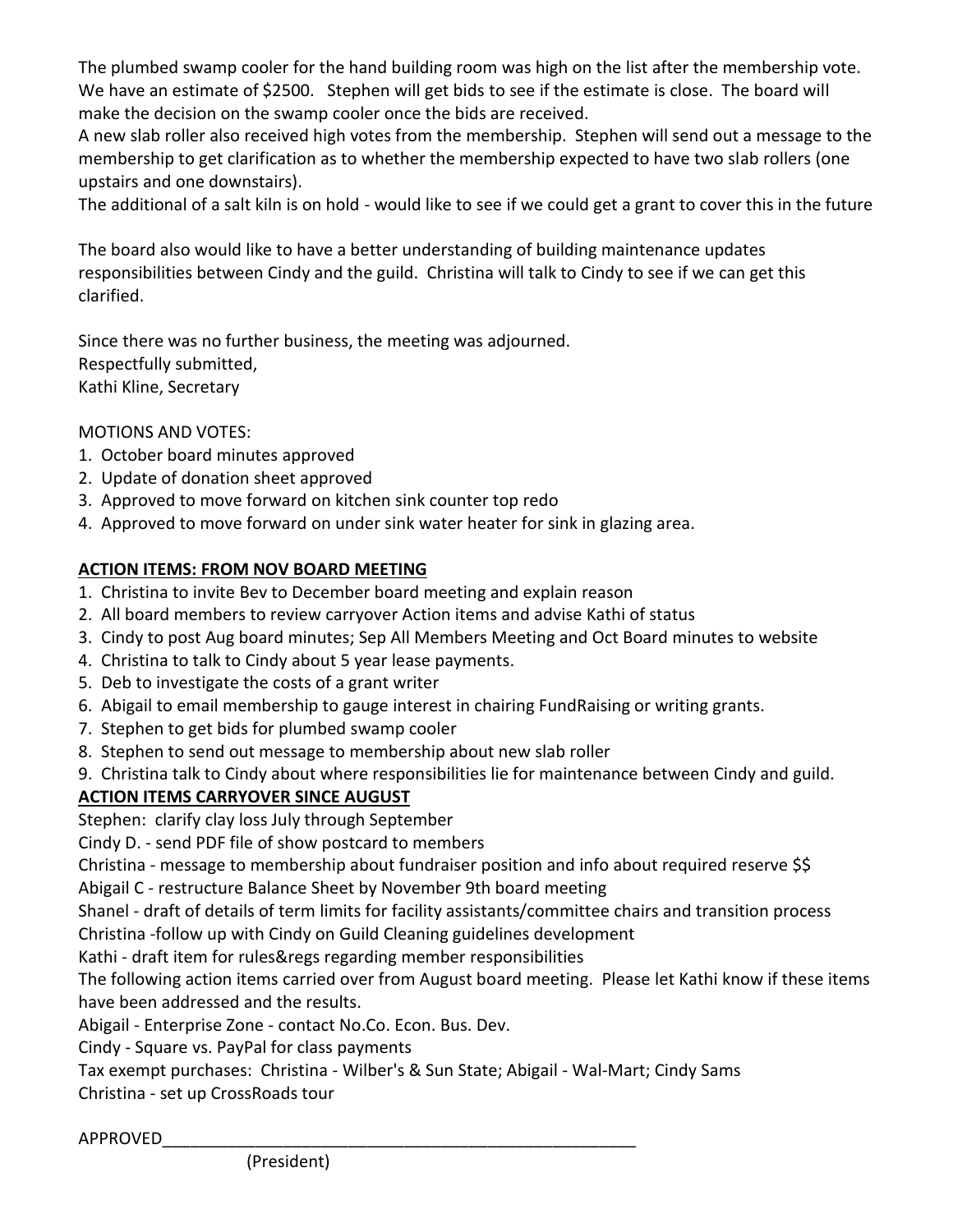The plumbed swamp cooler for the hand building room was high on the list after the membership vote. We have an estimate of $2500. Stephen will get bids to see if the estimate is close. The board will make the decision on the swamp cooler once the bids are received.

A new slab roller also received high votes from the membership. Stephen will send out a message to the membership to get clarification as to whether the membership expected to have two slab rollers (one upstairs and one downstairs).

The additional of a salt kiln is on hold - would like to see if we could get a grant to cover this in the future

The board also would like to have a better understanding of building maintenance updates responsibilities between Cindy and the guild. Christina will talk to Cindy to see if we can get this clarified.

Since there was no further business, the meeting was adjourned.

Respectfully submitted,

Kathi Kline, Secretary

MOTIONS AND VOTES:

1. October board minutes approved
2. Update of donation sheet approved
3. Approved to move forward on kitchen sink counter top redo
4. Approved to move forward on under sink water heater for sink in glazing area.

**ACTION ITEMS: FROM NOV BOARD MEETING**

1. Christina to invite Bev to December board meeting and explain reason
2. All board members to review carryover Action items and advise Kathi of status
3. Cindy to post Aug board minutes; Sep All Members Meeting and Oct Board minutes to website
4. Christina to talk to Cindy about 5 year lease payments.
5. Deb to investigate the costs of a grant writer
6. Abigail to email membership to gauge interest in chairing FundRaising or writing grants.
7. Stephen to get bids for plumbed swamp cooler
8. Stephen to send out message to membership about new slab roller
9. Christina talk to Cindy about where responsibilities lie for maintenance between Cindy and guild.

**ACTION ITEMS CARRYOVER SINCE AUGUST**

Stephen: clarify clay loss July through September

Cindy D. - send PDF file of show postcard to members

Christina - message to membership about fundraiser position and info about required reserve $$

Abigail C - restructure Balance Sheet by November 9th board meeting

Shanel - draft of details of term limits for facility assistants/committee chairs and transition process

Christina -follow up with Cindy on Guild Cleaning guidelines development

Kathi - draft item for rules&regs regarding member responsibilities

The following action items carried over from August board meeting. Please let Kathi know if these items have been addressed and the results.

Abigail - Enterprise Zone - contact No.Co. Econ. Bus. Dev.

Cindy - Square vs. PayPal for class payments

Tax exempt purchases: Christina - Wilber's & Sun State; Abigail - Wal-Mart; Cindy Sams

Christina - set up CrossRoads tour

APPROVED_____________________________________________________

(President)